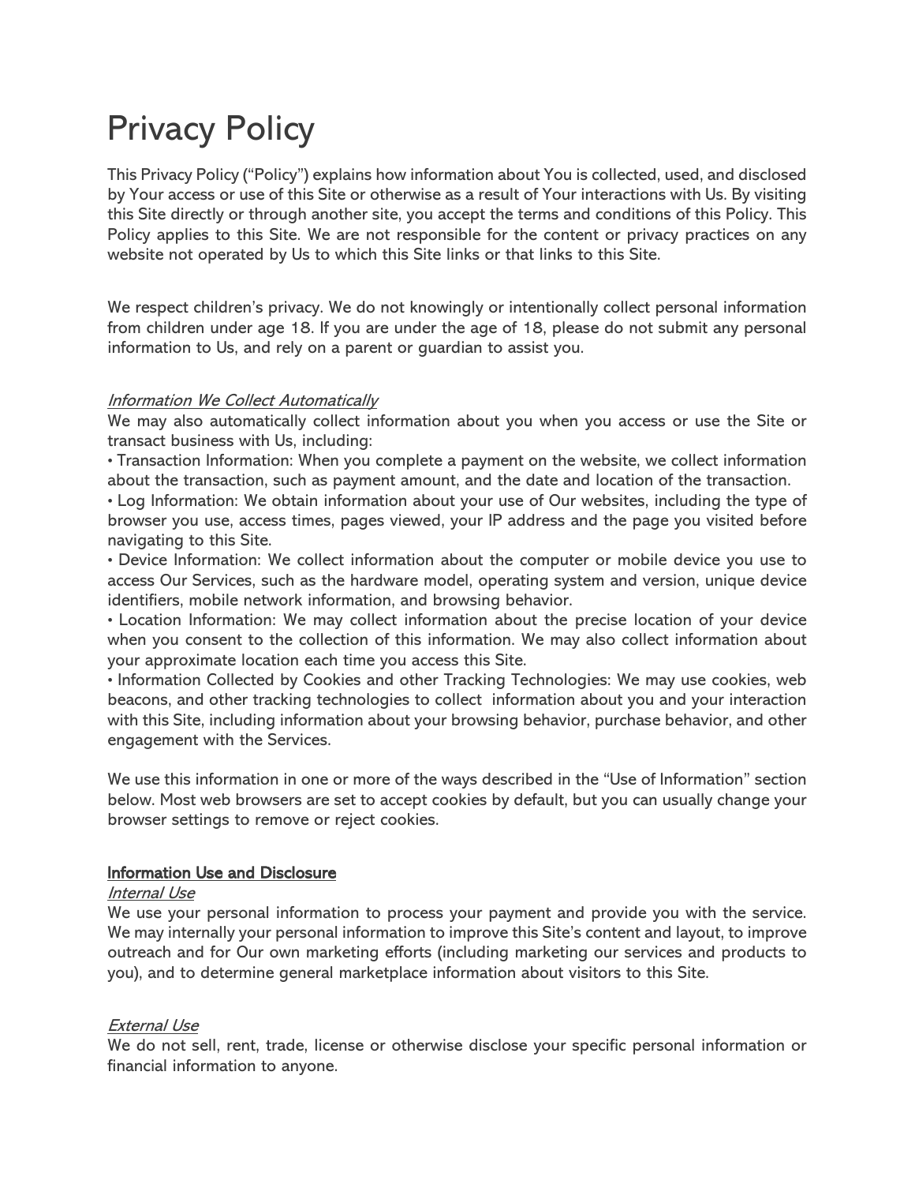# Privacy Policy

This Privacy Policy ("Policy") explains how information about You is collected, used, and disclosed by Your access or use of this Site or otherwise as a result of Your interactions with Us. By visiting this Site directly or through another site, you accept the terms and conditions of this Policy. This Policy applies to this Site. We are not responsible for the content or privacy practices on any website not operated by Us to which this Site links or that links to this Site.

We respect children's privacy. We do not knowingly or intentionally collect personal information from children under age 18. If you are under the age of 18, please do not submit any personal information to Us, and rely on a parent or guardian to assist you.

*Information We Collect Automatically*

We may also automatically collect information about you when you access or use the Site or transact business with Us, including:

- Transaction Information: When you complete a payment on the website, we collect information about the transaction, such as payment amount, and the date and location of the transaction.
- Log Information: We obtain information about your use of Our websites, including the type of browser you use, access times, pages viewed, your IP address and the page you visited before navigating to this Site.
- Device Information: We collect information about the computer or mobile device you use to access Our Services, such as the hardware model, operating system and version, unique device identifiers, mobile network information, and browsing behavior.
- Location Information: We may collect information about the precise location of your device when you consent to the collection of this information. We may also collect information about your approximate location each time you access this Site.
- Information Collected by Cookies and other Tracking Technologies: We may use cookies, web beacons, and other tracking technologies to collect information about you and your interaction with this Site, including information about your browsing behavior, purchase behavior, and other engagement with the Services.

We use this information in one or more of the ways described in the "Use of Information" section below. Most web browsers are set to accept cookies by default, but you can usually change your browser settings to remove or reject cookies.

**Information Use and Disclosure**

*Internal Use*

We use your personal information to process your payment and provide you with the service. We may internally your personal information to improve this Site's content and layout, to improve outreach and for Our own marketing efforts (including marketing our services and products to you), and to determine general marketplace information about visitors to this Site.

*External Use*

We do not sell, rent, trade, license or otherwise disclose your specific personal information or financial information to anyone.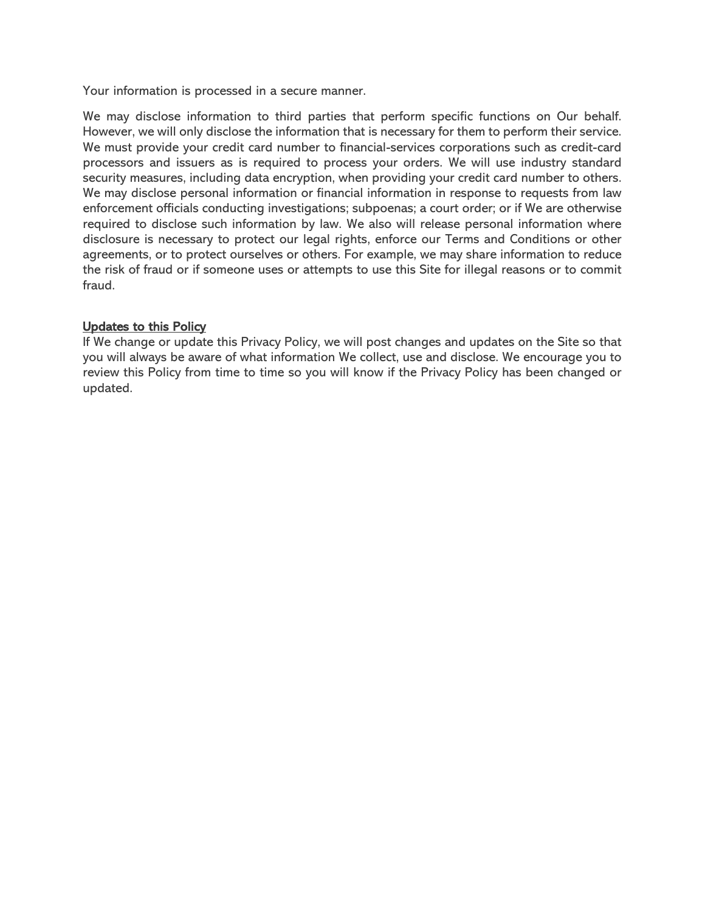Your information is processed in a secure manner.

We may disclose information to third parties that perform specific functions on Our behalf. However, we will only disclose the information that is necessary for them to perform their service. We must provide your credit card number to financial-services corporations such as credit-card processors and issuers as is required to process your orders. We will use industry standard security measures, including data encryption, when providing your credit card number to others. We may disclose personal information or financial information in response to requests from law enforcement officials conducting investigations; subpoenas; a court order; or if We are otherwise required to disclose such information by law. We also will release personal information where disclosure is necessary to protect our legal rights, enforce our Terms and Conditions or other agreements, or to protect ourselves or others. For example, we may share information to reduce the risk of fraud or if someone uses or attempts to use this Site for illegal reasons or to commit fraud.

## Updates to this Policy

If We change or update this Privacy Policy, we will post changes and updates on the Site so that you will always be aware of what information We collect, use and disclose. We encourage you to review this Policy from time to time so you will know if the Privacy Policy has been changed or updated.